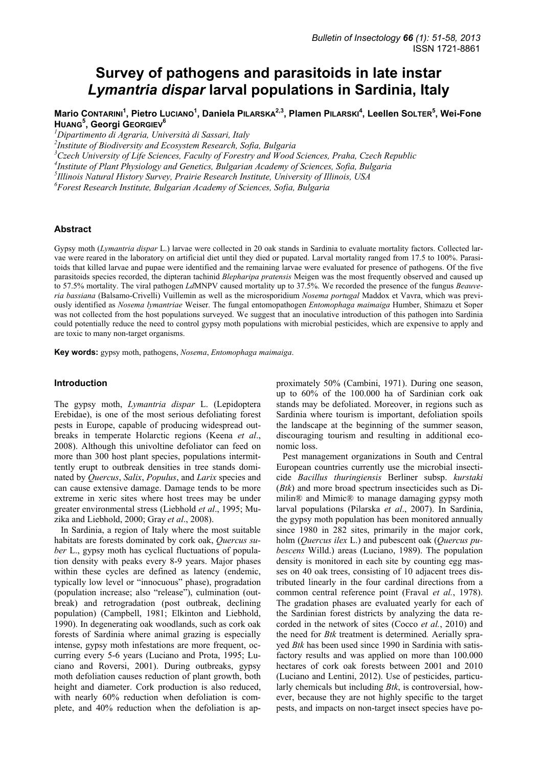# Survey of pathogens and parasitoids in late instar *Lymantria dispar* larval populations in Sardinia, Italy

Mario Contarini[1], Pietro Luciano[1], Daniela Pilarska[2,3], Plamen Pilarski[4], Leellen Solter[5], Wei-Fone Huang[5], Georgi Georgiev[6]

[1]Dipartimento di Agraria, Università di Sassari, Italy
[2]Institute of Biodiversity and Ecosystem Research, Sofia, Bulgaria
[3]Czech University of Life Sciences, Faculty of Forestry and Wood Sciences, Praha, Czech Republic
[4]Institute of Plant Physiology and Genetics, Bulgarian Academy of Sciences, Sofia, Bulgaria
[5]Illinois Natural History Survey, Prairie Research Institute, University of Illinois, USA
[6]Forest Research Institute, Bulgarian Academy of Sciences, Sofia, Bulgaria

## Abstract

Gypsy moth (*Lymantria dispar* L.) larvae were collected in 20 oak stands in Sardinia to evaluate mortality factors. Collected larvae were reared in the laboratory on artificial diet until they died or pupated. Larval mortality ranged from 17.5 to 100%. Parasitoids that killed larvae and pupae were identified and the remaining larvae were evaluated for presence of pathogens. Of the five parasitoids species recorded, the dipteran tachinid *Blepharipa pratensis* Meigen was the most frequently observed and caused up to 57.5% mortality. The viral pathogen *Ld*MNPV caused mortality up to 37.5%. We recorded the presence of the fungus *Beauveria bassiana* (Balsamo-Crivelli) Vuillemin as well as the microsporidium *Nosema portugal* Maddox et Vavra, which was previously identified as *Nosema lymantriae* Weiser. The fungal entomopathogen *Entomophaga maimaiga* Humber, Shimazu et Soper was not collected from the host populations surveyed. We suggest that an inoculative introduction of this pathogen into Sardinia could potentially reduce the need to control gypsy moth populations with microbial pesticides, which are expensive to apply and are toxic to many non-target organisms.

**Key words:** gypsy moth, pathogens, *Nosema*, *Entomophaga maimaiga*.

## Introduction

The gypsy moth, *Lymantria dispar* L. (Lepidoptera Erebidae), is one of the most serious defoliating forest pests in Europe, capable of producing widespread outbreaks in temperate Holarctic regions (Keena *et al*., 2008). Although this univoltine defoliator can feed on more than 300 host plant species, populations intermittently erupt to outbreak densities in tree stands dominated by *Quercus*, *Salix*, *Populus*, and *Larix* species and can cause extensive damage. Damage tends to be more extreme in xeric sites where host trees may be under greater environmental stress (Liebhold *et al*., 1995; Muzika and Liebhold, 2000; Gray *et al*., 2008).

In Sardinia, a region of Italy where the most suitable habitats are forests dominated by cork oak, *Quercus suber* L., gypsy moth has cyclical fluctuations of population density with peaks every 8-9 years. Major phases within these cycles are defined as latency (endemic, typically low level or "innocuous" phase), progradation (population increase; also "release"), culmination (outbreak) and retrogradation (post outbreak, declining population) (Campbell, 1981; Elkinton and Liebhold, 1990). In degenerating oak woodlands, such as cork oak forests of Sardinia where animal grazing is especially intense, gypsy moth infestations are more frequent, occurring every 5-6 years (Luciano and Prota, 1995; Luciano and Roversi, 2001). During outbreaks, gypsy moth defoliation causes reduction of plant growth, both height and diameter. Cork production is also reduced, with nearly 60% reduction when defoliation is complete, and 40% reduction when the defoliation is approximately 50% (Cambini, 1971). During one season, up to 60% of the 100.000 ha of Sardinian cork oak stands may be defoliated. Moreover, in regions such as Sardinia where tourism is important, defoliation spoils the landscape at the beginning of the summer season, discouraging tourism and resulting in additional economic loss.

Pest management organizations in South and Central European countries currently use the microbial insecticide *Bacillus thuringiensis* Berliner subsp. *kurstaki* (*Btk*) and more broad spectrum insecticides such as Dimilin® and Mimic® to manage damaging gypsy moth larval populations (Pilarska *et al*., 2007). In Sardinia, the gypsy moth population has been monitored annually since 1980 in 282 sites, primarily in the major cork, holm (*Quercus ilex* L.) and pubescent oak (*Quercus pubescens* Willd.) areas (Luciano, 1989). The population density is monitored in each site by counting egg masses on 40 oak trees, consisting of 10 adjacent trees distributed linearly in the four cardinal directions from a common central reference point (Fraval *et al.*, 1978). The gradation phases are evaluated yearly for each of the Sardinian forest districts by analyzing the data recorded in the network of sites (Cocco *et al.*, 2010) and the need for *Btk* treatment is determined. Aerially sprayed *Btk* has been used since 1990 in Sardinia with satisfactory results and was applied on more than 100.000 hectares of cork oak forests between 2001 and 2010 (Luciano and Lentini, 2012). Use of pesticides, particularly chemicals but including *Btk*, is controversial, however, because they are not highly specific to the target pests, and impacts on non-target insect species have po-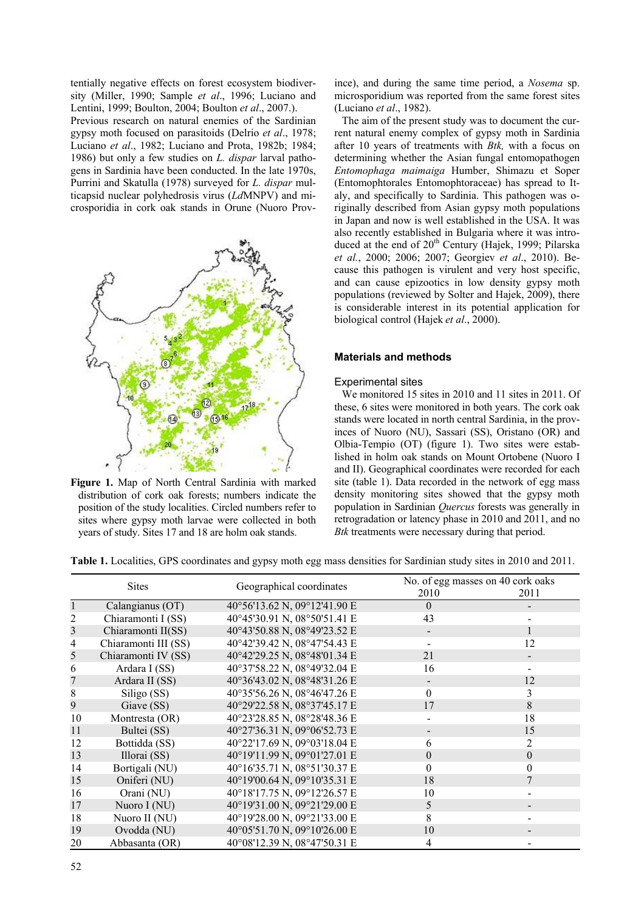tentially negative effects on forest ecosystem biodiversity (Miller, 1990; Sample *et al*., 1996; Luciano and Lentini, 1999; Boulton, 2004; Boulton *et al*., 2007.).

Previous research on natural enemies of the Sardinian gypsy moth focused on parasitoids (Delrio *et al*., 1978; Luciano *et al*., 1982; Luciano and Prota, 1982b; 1984; 1986) but only a few studies on *L. dispar* larval pathogens in Sardinia have been conducted. In the late 1970s, Purrini and Skatulla (1978) surveyed for *L. dispar* multicapsid nuclear polyhedrosis virus (*Ld*MNPV) and microsporidia in cork oak stands in Orune (Nuoro Province), and during the same time period, a *Nosema* sp. microsporidium was reported from the same forest sites (Luciano *et al*., 1982).

The aim of the present study was to document the current natural enemy complex of gypsy moth in Sardinia after 10 years of treatments with *Btk,* with a focus on determining whether the Asian fungal entomopathogen *Entomophaga maimaiga* Humber, Shimazu et Soper (Entomophtorales Entomophtoraceae) has spread to Italy, and specifically to Sardinia. This pathogen was originally described from Asian gypsy moth populations in Japan and now is well established in the USA. It was also recently established in Bulgaria where it was introduced at the end of 20th Century (Hajek, 1999; Pilarska *et al.*, 2000; 2006; 2007; Georgiev *et al*., 2010). Because this pathogen is virulent and very host specific, and can cause epizootics in low density gypsy moth populations (reviewed by Solter and Hajek, 2009), there is considerable interest in its potential application for biological control (Hajek *et al*., 2000).

5 4 3 2
1
6
7
8
9
10
11
12
13
14
15 16
17 18
19
20

**Figure 1.** Map of North Central Sardinia with marked distribution of cork oak forests; numbers indicate the position of the study localities. Circled numbers refer to sites where gypsy moth larvae were collected in both years of study. Sites 17 and 18 are holm oak stands.

## Materials and methods

### Experimental sites

We monitored 15 sites in 2010 and 11 sites in 2011. Of these, 6 sites were monitored in both years. The cork oak stands were located in north central Sardinia, in the provinces of Nuoro (NU), Sassari (SS), Oristano (OR) and Olbia-Tempio (OT) (figure 1). Two sites were established in holm oak stands on Mount Ortobene (Nuoro I and II). Geographical coordinates were recorded for each site (table 1). Data recorded in the network of egg mass density monitoring sites showed that the gypsy moth population in Sardinian *Quercus* forests was generally in retrogradation or latency phase in 2010 and 2011, and no *Btk* treatments were necessary during that period.

**Table 1.** Localities, GPS coordinates and gypsy moth egg mass densities for Sardinian study sites in 2010 and 2011.

| | Sites | Geographical coordinates | No. of egg masses on 40 cork oaks | |
|---|---|---|---|---|
| | | | 2010 | 2011 |
| 1 | Calangianus (OT) | 40°56'13.62 N, 09°12'41.90 E | 0 | - |
| 2 | Chiaramonti I (SS) | 40°45'30.91 N, 08°50'51.41 E | 43 | - |
| 3 | Chiaramonti II(SS) | 40°43'50.88 N, 08°49'23.52 E | - | 1 |
| 4 | Chiaramonti III (SS) | 40°42'39.42 N, 08°47'54.43 E | - | 12 |
| 5 | Chiaramonti IV (SS) | 40°42'29.25 N, 08°48'01.34 E | 21 | - |
| 6 | Ardara I (SS) | 40°37'58.22 N, 08°49'32.04 E | 16 | - |
| 7 | Ardara II (SS) | 40°36'43.02 N, 08°48'31.26 E | - | 12 |
| 8 | Siligo (SS) | 40°35'56.26 N, 08°46'47.26 E | 0 | 3 |
| 9 | Giave (SS) | 40°29'22.58 N, 08°37'45.17 E | 17 | 8 |
| 10 | Montresta (OR) | 40°23'28.85 N, 08°28'48.36 E | - | 18 |
| 11 | Bultei (SS) | 40°27'36.31 N, 09°06'52.73 E | - | 15 |
| 12 | Bottidda (SS) | 40°22'17.69 N, 09°03'18.04 E | 6 | 2 |
| 13 | Illorai (SS) | 40°19'11.99 N, 09°01'27.01 E | 0 | 0 |
| 14 | Bortigali (NU) | 40°16'35.71 N, 08°51'30.37 E | 0 | 0 |
| 15 | Oniferi (NU) | 40°19'00.64 N, 09°10'35.31 E | 18 | 7 |
| 16 | Orani (NU) | 40°18'17.75 N, 09°12'26.57 E | 10 | - |
| 17 | Nuoro I (NU) | 40°19'31.00 N, 09°21'29.00 E | 5 | - |
| 18 | Nuoro II (NU) | 40°19'28.00 N, 09°21'33.00 E | 8 | - |
| 19 | Ovodda (NU) | 40°05'51.70 N, 09°10'26.00 E | 10 | - |
| 20 | Abbasanta (OR) | 40°08'12.39 N, 08°47'50.31 E | 4 | - |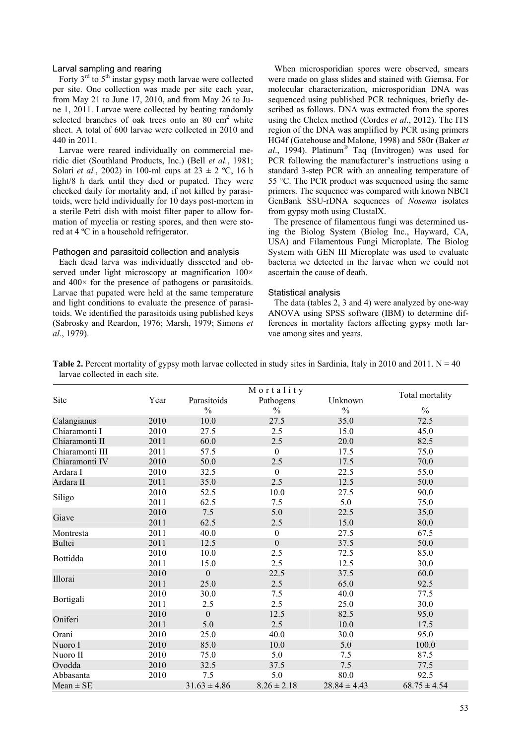### Larval sampling and rearing

Forty 3[rd] to 5[th] instar gypsy moth larvae were collected per site. One collection was made per site each year, from May 21 to June 17, 2010, and from May 26 to June 1, 2011. Larvae were collected by beating randomly selected branches of oak trees onto an 80 cm$^2$ white sheet. A total of 600 larvae were collected in 2010 and 440 in 2011.

Larvae were reared individually on commercial meridic diet (Southland Products, Inc.) (Bell *et al.*, 1981; Solari *et al.*, 2002) in 100-ml cups at 23 ± 2 ºC, 16 h light/8 h dark until they died or pupated. They were checked daily for mortality and, if not killed by parasitoids, were held individually for 10 days post-mortem in a sterile Petri dish with moist filter paper to allow formation of mycelia or resting spores, and then were stored at 4 ºC in a household refrigerator.

### Pathogen and parasitoid collection and analysis

Each dead larva was individually dissected and observed under light microscopy at magnification 100× and 400× for the presence of pathogens or parasitoids. Larvae that pupated were held at the same temperature and light conditions to evaluate the presence of parasitoids. We identified the parasitoids using published keys (Sabrosky and Reardon, 1976; Marsh, 1979; Simons *et al*., 1979).

When microsporidian spores were observed, smears were made on glass slides and stained with Giemsa. For molecular characterization, microsporidian DNA was sequenced using published PCR techniques, briefly described as follows. DNA was extracted from the spores using the Chelex method (Cordes *et al*., 2012). The ITS region of the DNA was amplified by PCR using primers HG4f (Gatehouse and Malone, 1998) and 580r (Baker *et al*., 1994). Platinum® Taq (Invitrogen) was used for PCR following the manufacturer's instructions using a standard 3-step PCR with an annealing temperature of 55 °C. The PCR product was sequenced using the same primers. The sequence was compared with known NBCI GenBank SSU-rDNA sequences of *Nosema* isolates from gypsy moth using ClustalX.

The presence of filamentous fungi was determined using the Biolog System (Biolog Inc., Hayward, CA, USA) and Filamentous Fungi Microplate. The Biolog System with GEN III Microplate was used to evaluate bacteria we detected in the larvae when we could not ascertain the cause of death.

### Statistical analysis

The data (tables 2, 3 and 4) were analyzed by one-way ANOVA using SPSS software (IBM) to determine differences in mortality factors affecting gypsy moth larvae among sites and years.

**Table 2.** Percent mortality of gypsy moth larvae collected in study sites in Sardinia, Italy in 2010 and 2011. N = 40 larvae collected in each site.

| Site | Year | Mortality | | | Total mortality |
|---|---|---|---|---|---|
| | | Parasitoids % | Pathogens % | Unknown % | % |
| Calangianus | 2010 | 10.0 | 27.5 | 35.0 | 72.5 |
| Chiaramonti I | 2010 | 27.5 | 2.5 | 15.0 | 45.0 |
| Chiaramonti II | 2011 | 60.0 | 2.5 | 20.0 | 82.5 |
| Chiaramonti III | 2011 | 57.5 | 0 | 17.5 | 75.0 |
| Chiaramonti IV | 2010 | 50.0 | 2.5 | 17.5 | 70.0 |
| Ardara I | 2010 | 32.5 | 0 | 22.5 | 55.0 |
| Ardara II | 2011 | 35.0 | 2.5 | 12.5 | 50.0 |
| Siligo | 2010 | 52.5 | 10.0 | 27.5 | 90.0 |
| | 2011 | 62.5 | 7.5 | 5.0 | 75.0 |
| Giave | 2010 | 7.5 | 5.0 | 22.5 | 35.0 |
| | 2011 | 62.5 | 2.5 | 15.0 | 80.0 |
| Montresta | 2011 | 40.0 | 0 | 27.5 | 67.5 |
| Bultei | 2011 | 12.5 | 0 | 37.5 | 50.0 |
| Bottidda | 2010 | 10.0 | 2.5 | 72.5 | 85.0 |
| | 2011 | 15.0 | 2.5 | 12.5 | 30.0 |
| Illorai | 2010 | 0 | 22.5 | 37.5 | 60.0 |
| | 2011 | 25.0 | 2.5 | 65.0 | 92.5 |
| Bortigali | 2010 | 30.0 | 7.5 | 40.0 | 77.5 |
| | 2011 | 2.5 | 2.5 | 25.0 | 30.0 |
| Oniferi | 2010 | 0 | 12.5 | 82.5 | 95.0 |
| | 2011 | 5.0 | 2.5 | 10.0 | 17.5 |
| Orani | 2010 | 25.0 | 40.0 | 30.0 | 95.0 |
| Nuoro I | 2010 | 85.0 | 10.0 | 5.0 | 100.0 |
| Nuoro II | 2010 | 75.0 | 5.0 | 7.5 | 87.5 |
| Ovodda | 2010 | 32.5 | 37.5 | 7.5 | 77.5 |
| Abbasanta | 2010 | 7.5 | 5.0 | 80.0 | 92.5 |
| Mean ± SE | | 31.63 ± 4.86 | 8.26 ± 2.18 | 28.84 ± 4.43 | 68.75 ± 4.54 |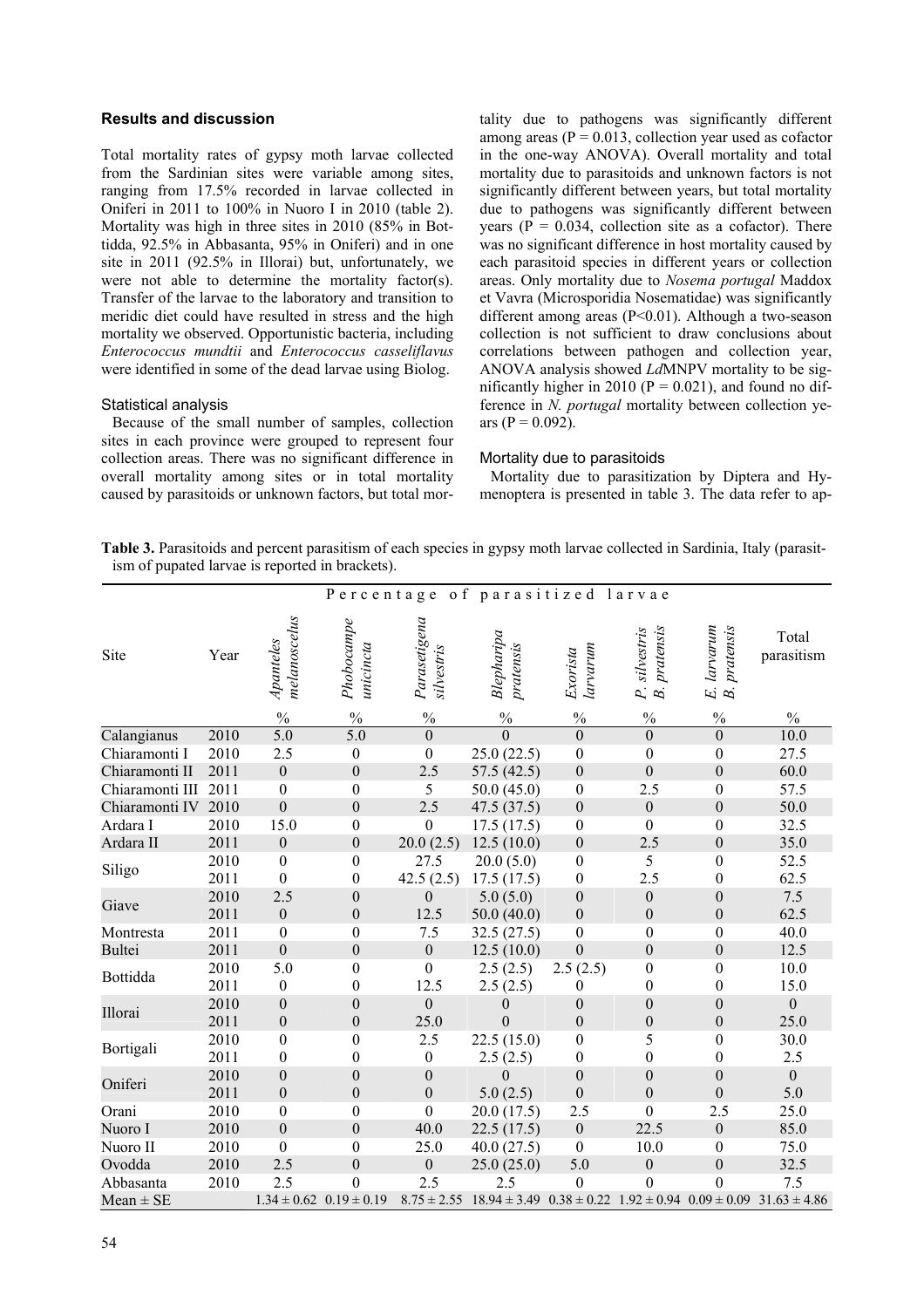## Results and discussion

Total mortality rates of gypsy moth larvae collected from the Sardinian sites were variable among sites, ranging from 17.5% recorded in larvae collected in Oniferi in 2011 to 100% in Nuoro I in 2010 (table 2). Mortality was high in three sites in 2010 (85% in Bottidda, 92.5% in Abbasanta, 95% in Oniferi) and in one site in 2011 (92.5% in Illorai) but, unfortunately, we were not able to determine the mortality factor(s). Transfer of the larvae to the laboratory and transition to meridic diet could have resulted in stress and the high mortality we observed. Opportunistic bacteria, including *Enterococcus mundtii* and *Enterococcus casseliflavus* were identified in some of the dead larvae using Biolog.

### Statistical analysis

Because of the small number of samples, collection sites in each province were grouped to represent four collection areas. There was no significant difference in overall mortality among sites or in total mortality caused by parasitoids or unknown factors, but total mortality due to pathogens was significantly different among areas ($P = 0.013$, collection year used as cofactor in the one-way ANOVA). Overall mortality and total mortality due to parasitoids and unknown factors is not significantly different between years, but total mortality due to pathogens was significantly different between years ($P = 0.034$, collection site as a cofactor). There was no significant difference in host mortality caused by each parasitoid species in different years or collection areas. Only mortality due to *Nosema portugal* Maddox et Vavra (Microsporidia Nosematidae) was significantly different among areas ($P<0.01$). Although a two-season collection is not sufficient to draw conclusions about correlations between pathogen and collection year, ANOVA analysis showed *Ld*MNPV mortality to be significantly higher in 2010 ($P = 0.021$), and found no difference in *N. portugal* mortality between collection years ($P = 0.092$).

### Mortality due to parasitoids

Mortality due to parasitization by Diptera and Hymenoptera is presented in table 3. The data refer to ap-

**Table 3.** Parasitoids and percent parasitism of each species in gypsy moth larvae collected in Sardinia, Italy (parasitism of pupated larvae is reported in brackets).

| Site | Year | Percentage of parasitized larvae | | | | | | | |
|---|---|---|---|---|---|---|---|---|---|
| | | *Apanteles melanoscelus* | *Phobocampe unicincta* | *Parasetigena silvestris* | *Blepharipa pratensis* | *Exorista larvarum* | *P. silvestris B. pratensis* | *E. larvarum B. pratensis* | Total parasitism |
| | | % | % | % | % | % | % | % | % |
| Calangianus | 2010 | 5.0 | 5.0 | 0 | 0 | 0 | 0 | 0 | 10.0 |
| Chiaramonti I | 2010 | 2.5 | 0 | 0 | 25.0 (22.5) | 0 | 0 | 0 | 27.5 |
| Chiaramonti II | 2011 | 0 | 0 | 2.5 | 57.5 (42.5) | 0 | 0 | 0 | 60.0 |
| Chiaramonti III | 2011 | 0 | 0 | 5 | 50.0 (45.0) | 0 | 2.5 | 0 | 57.5 |
| Chiaramonti IV | 2010 | 0 | 0 | 2.5 | 47.5 (37.5) | 0 | 0 | 0 | 50.0 |
| Ardara I | 2010 | 15.0 | 0 | 0 | 17.5 (17.5) | 0 | 0 | 0 | 32.5 |
| Ardara II | 2011 | 0 | 0 | 20.0 (2.5) | 12.5 (10.0) | 0 | 2.5 | 0 | 35.0 |
| Siligo | 2010 | 0 | 0 | 27.5 | 20.0 (5.0) | 0 | 5 | 0 | 52.5 |
| | 2011 | 0 | 0 | 42.5 (2.5) | 17.5 (17.5) | 0 | 2.5 | 0 | 62.5 |
| Giave | 2010 | 2.5 | 0 | 0 | 5.0 (5.0) | 0 | 0 | 0 | 7.5 |
| | 2011 | 0 | 0 | 12.5 | 50.0 (40.0) | 0 | 0 | 0 | 62.5 |
| Montresta | 2011 | 0 | 0 | 7.5 | 32.5 (27.5) | 0 | 0 | 0 | 40.0 |
| Bultei | 2011 | 0 | 0 | 0 | 12.5 (10.0) | 0 | 0 | 0 | 12.5 |
| Bottidda | 2010 | 5.0 | 0 | 0 | 2.5 (2.5) | 2.5 (2.5) | 0 | 0 | 10.0 |
| | 2011 | 0 | 0 | 12.5 | 2.5 (2.5) | 0 | 0 | 0 | 15.0 |
| Illorai | 2010 | 0 | 0 | 0 | 0 | 0 | 0 | 0 | 0 |
| | 2011 | 0 | 0 | 25.0 | 0 | 0 | 0 | 0 | 25.0 |
| Bortigali | 2010 | 0 | 0 | 2.5 | 22.5 (15.0) | 0 | 5 | 0 | 30.0 |
| | 2011 | 0 | 0 | 0 | 2.5 (2.5) | 0 | 0 | 0 | 2.5 |
| Oniferi | 2010 | 0 | 0 | 0 | 0 | 0 | 0 | 0 | 0 |
| | 2011 | 0 | 0 | 0 | 5.0 (2.5) | 0 | 0 | 0 | 5.0 |
| Orani | 2010 | 0 | 0 | 0 | 20.0 (17.5) | 2.5 | 0 | 2.5 | 25.0 |
| Nuoro I | 2010 | 0 | 0 | 40.0 | 22.5 (17.5) | 0 | 22.5 | 0 | 85.0 |
| Nuoro II | 2010 | 0 | 0 | 25.0 | 40.0 (27.5) | 0 | 10.0 | 0 | 75.0 |
| Ovodda | 2010 | 2.5 | 0 | 0 | 25.0 (25.0) | 5.0 | 0 | 0 | 32.5 |
| Abbasanta | 2010 | 2.5 | 0 | 2.5 | 2.5 | 0 | 0 | 0 | 7.5 |
| Mean ± SE | | 1.34 ± 0.62 | 0.19 ± 0.19 | 8.75 ± 2.55 | 18.94 ± 3.49 | 0.38 ± 0.22 | 1.92 ± 0.94 | 0.09 ± 0.09 | 31.63 ± 4.86 |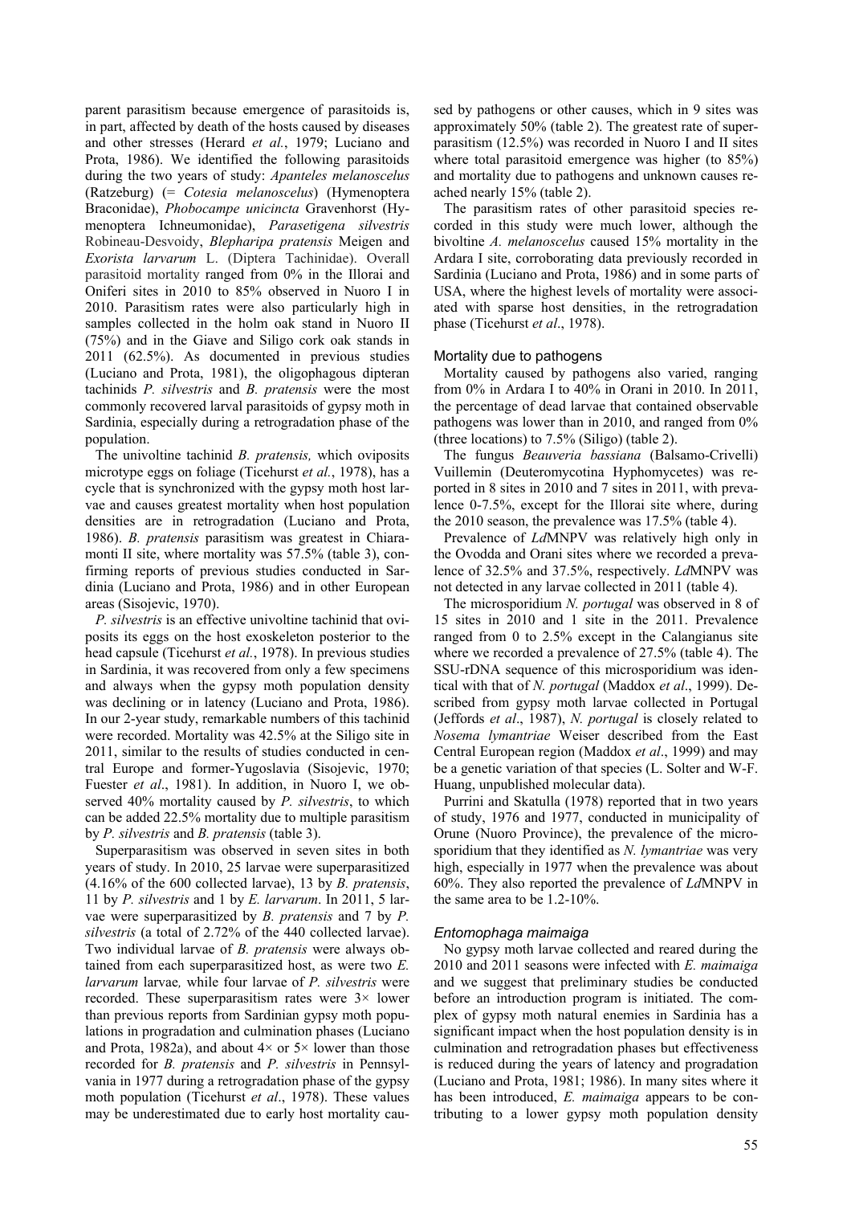parent parasitism because emergence of parasitoids is, in part, affected by death of the hosts caused by diseases and other stresses (Herard *et al.*, 1979; Luciano and Prota, 1986). We identified the following parasitoids during the two years of study: *Apanteles melanoscelus* (Ratzeburg) (= *Cotesia melanoscelus*) (Hymenoptera Braconidae), *Phobocampe unicincta* Gravenhorst (Hymenoptera Ichneumonidae), *Parasetigena silvestris* Robineau-Desvoidy, *Blepharipa pratensis* Meigen and *Exorista larvarum* L. (Diptera Tachinidae). Overall parasitoid mortality ranged from 0% in the Illorai and Oniferi sites in 2010 to 85% observed in Nuoro I in 2010. Parasitism rates were also particularly high in samples collected in the holm oak stand in Nuoro II (75%) and in the Giave and Siligo cork oak stands in 2011 (62.5%). As documented in previous studies (Luciano and Prota, 1981), the oligophagous dipteran tachinids *P. silvestris* and *B. pratensis* were the most commonly recovered larval parasitoids of gypsy moth in Sardinia, especially during a retrogradation phase of the population.

The univoltine tachinid *B. pratensis,* which oviposits microtype eggs on foliage (Ticehurst *et al.*, 1978), has a cycle that is synchronized with the gypsy moth host larvae and causes greatest mortality when host population densities are in retrogradation (Luciano and Prota, 1986). *B. pratensis* parasitism was greatest in Chiaramonti II site, where mortality was 57.5% (table 3), confirming reports of previous studies conducted in Sardinia (Luciano and Prota, 1986) and in other European areas (Sisojevic, 1970).

*P. silvestris* is an effective univoltine tachinid that oviposits its eggs on the host exoskeleton posterior to the head capsule (Ticehurst *et al.*, 1978). In previous studies in Sardinia, it was recovered from only a few specimens and always when the gypsy moth population density was declining or in latency (Luciano and Prota, 1986). In our 2-year study, remarkable numbers of this tachinid were recorded. Mortality was 42.5% at the Siligo site in 2011, similar to the results of studies conducted in central Europe and former-Yugoslavia (Sisojevic, 1970; Fuester *et al*., 1981). In addition, in Nuoro I, we observed 40% mortality caused by *P. silvestris*, to which can be added 22.5% mortality due to multiple parasitism by *P. silvestris* and *B. pratensis* (table 3).

Superparasitism was observed in seven sites in both years of study. In 2010, 25 larvae were superparasitized (4.16% of the 600 collected larvae), 13 by *B. pratensis*, 11 by *P. silvestris* and 1 by *E. larvarum*. In 2011, 5 larvae were superparasitized by *B. pratensis* and 7 by *P. silvestris* (a total of 2.72% of the 440 collected larvae). Two individual larvae of *B. pratensis* were always obtained from each superparasitized host, as were two *E. larvarum* larvae*,* while four larvae of *P. silvestris* were recorded. These superparasitism rates were 3× lower than previous reports from Sardinian gypsy moth populations in progradation and culmination phases (Luciano and Prota, 1982a), and about 4× or 5× lower than those recorded for *B. pratensis* and *P. silvestris* in Pennsylvania in 1977 during a retrogradation phase of the gypsy moth population (Ticehurst *et al*., 1978). These values may be underestimated due to early host mortality caused by pathogens or other causes, which in 9 sites was approximately 50% (table 2). The greatest rate of superparasitism (12.5%) was recorded in Nuoro I and II sites where total parasitoid emergence was higher (to 85%) and mortality due to pathogens and unknown causes reached nearly 15% (table 2).

The parasitism rates of other parasitoid species recorded in this study were much lower, although the bivoltine *A. melanoscelus* caused 15% mortality in the Ardara I site, corroborating data previously recorded in Sardinia (Luciano and Prota, 1986) and in some parts of USA, where the highest levels of mortality were associated with sparse host densities, in the retrogradation phase (Ticehurst *et al*., 1978).

### Mortality due to pathogens

Mortality caused by pathogens also varied, ranging from 0% in Ardara I to 40% in Orani in 2010. In 2011, the percentage of dead larvae that contained observable pathogens was lower than in 2010, and ranged from 0% (three locations) to 7.5% (Siligo) (table 2).

The fungus *Beauveria bassiana* (Balsamo-Crivelli) Vuillemin (Deuteromycotina Hyphomycetes) was reported in 8 sites in 2010 and 7 sites in 2011, with prevalence 0-7.5%, except for the Illorai site where, during the 2010 season, the prevalence was 17.5% (table 4).

Prevalence of *Ld*MNPV was relatively high only in the Ovodda and Orani sites where we recorded a prevalence of 32.5% and 37.5%, respectively. *Ld*MNPV was not detected in any larvae collected in 2011 (table 4).

The microsporidium *N. portugal* was observed in 8 of 15 sites in 2010 and 1 site in the 2011. Prevalence ranged from 0 to 2.5% except in the Calangianus site where we recorded a prevalence of 27.5% (table 4). The SSU-rDNA sequence of this microsporidium was identical with that of *N. portugal* (Maddox *et al*., 1999). Described from gypsy moth larvae collected in Portugal (Jeffords *et al*., 1987), *N. portugal* is closely related to *Nosema lymantriae* Weiser described from the East Central European region (Maddox *et al*., 1999) and may be a genetic variation of that species (L. Solter and W-F. Huang, unpublished molecular data).

Purrini and Skatulla (1978) reported that in two years of study, 1976 and 1977, conducted in municipality of Orune (Nuoro Province), the prevalence of the microsporidium that they identified as *N. lymantriae* was very high, especially in 1977 when the prevalence was about 60%. They also reported the prevalence of *Ld*MNPV in the same area to be 1.2-10%.

### *Entomophaga maimaiga*

No gypsy moth larvae collected and reared during the 2010 and 2011 seasons were infected with *E. maimaiga* and we suggest that preliminary studies be conducted before an introduction program is initiated. The complex of gypsy moth natural enemies in Sardinia has a significant impact when the host population density is in culmination and retrogradation phases but effectiveness is reduced during the years of latency and progradation (Luciano and Prota, 1981; 1986). In many sites where it has been introduced, *E. maimaiga* appears to be contributing to a lower gypsy moth population density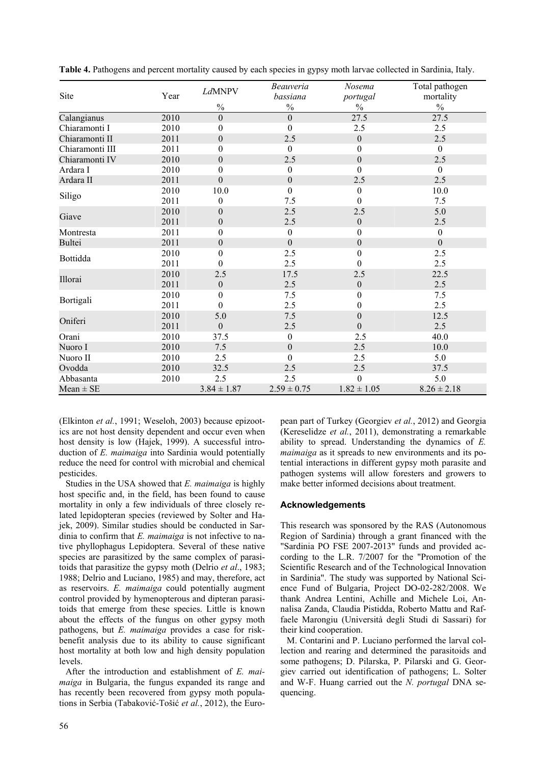**Table 4.** Pathogens and percent mortality caused by each species in gypsy moth larvae collected in Sardinia, Italy.

| Site | Year | *Ld*MNPV | *Beauveria bassiana* | *Nosema portugal* | Total pathogen mortality |
|---|---|---|---|---|---|
| | | % | % | % | % |
| Calangianus | 2010 | 0 | 0 | 27.5 | 27.5 |
| Chiaramonti I | 2010 | 0 | 0 | 2.5 | 2.5 |
| Chiaramonti II | 2011 | 0 | 2.5 | 0 | 2.5 |
| Chiaramonti III | 2011 | 0 | 0 | 0 | 0 |
| Chiaramonti IV | 2010 | 0 | 2.5 | 0 | 2.5 |
| Ardara I | 2010 | 0 | 0 | 0 | 0 |
| Ardara II | 2011 | 0 | 0 | 2.5 | 2.5 |
| Siligo | 2010 | 10.0 | 0 | 0 | 10.0 |
| | 2011 | 0 | 7.5 | 0 | 7.5 |
| Giave | 2010 | 0 | 2.5 | 2.5 | 5.0 |
| | 2011 | 0 | 2.5 | 0 | 2.5 |
| Montresta | 2011 | 0 | 0 | 0 | 0 |
| Bultei | 2011 | 0 | 0 | 0 | 0 |
| Bottidda | 2010 | 0 | 2.5 | 0 | 2.5 |
| | 2011 | 0 | 2.5 | 0 | 2.5 |
| Illorai | 2010 | 2.5 | 17.5 | 2.5 | 22.5 |
| | 2011 | 0 | 2.5 | 0 | 2.5 |
| Bortigali | 2010 | 0 | 7.5 | 0 | 7.5 |
| | 2011 | 0 | 2.5 | 0 | 2.5 |
| Oniferi | 2010 | 5.0 | 7.5 | 0 | 12.5 |
| | 2011 | 0 | 2.5 | 0 | 2.5 |
| Orani | 2010 | 37.5 | 0 | 2.5 | 40.0 |
| Nuoro I | 2010 | 7.5 | 0 | 2.5 | 10.0 |
| Nuoro II | 2010 | 2.5 | 0 | 2.5 | 5.0 |
| Ovodda | 2010 | 32.5 | 2.5 | 2.5 | 37.5 |
| Abbasanta | 2010 | 2.5 | 2.5 | 0 | 5.0 |
| Mean ± SE | | 3.84 ± 1.87 | 2.59 ± 0.75 | 1.82 ± 1.05 | 8.26 ± 2.18 |

(Elkinton *et al.*, 1991; Weseloh, 2003) because epizootics are not host density dependent and occur even when host density is low (Hajek, 1999). A successful introduction of *E. maimaiga* into Sardinia would potentially reduce the need for control with microbial and chemical pesticides.

Studies in the USA showed that *E. maimaiga* is highly host specific and, in the field, has been found to cause mortality in only a few individuals of three closely related lepidopteran species (reviewed by Solter and Hajek, 2009). Similar studies should be conducted in Sardinia to confirm that *E. maimaiga* is not infective to native phyllophagus Lepidoptera. Several of these native species are parasitized by the same complex of parasitoids that parasitize the gypsy moth (Delrio *et al*., 1983; 1988; Delrio and Luciano, 1985) and may, therefore, act as reservoirs. *E. maimaiga* could potentially augment control provided by hymenopterous and dipteran parasitoids that emerge from these species. Little is known about the effects of the fungus on other gypsy moth pathogens, but *E. maimaiga* provides a case for risk-benefit analysis due to its ability to cause significant host mortality at both low and high density population levels.

After the introduction and establishment of *E. maimaiga* in Bulgaria, the fungus expanded its range and has recently been recovered from gypsy moth populations in Serbia (Tabaković-Tošić *et al.*, 2012), the European part of Turkey (Georgiev *et al.*, 2012) and Georgia (Kereselidze *et al.*, 2011), demonstrating a remarkable ability to spread. Understanding the dynamics of *E. maimaiga* as it spreads to new environments and its potential interactions in different gypsy moth parasite and pathogen systems will allow foresters and growers to make better informed decisions about treatment.

## Acknowledgements

This research was sponsored by the RAS (Autonomous Region of Sardinia) through a grant financed with the "Sardinia PO FSE 2007-2013" funds and provided according to the L.R. 7/2007 for the "Promotion of the Scientific Research and of the Technological Innovation in Sardinia". The study was supported by National Science Fund of Bulgaria, Project DO-02-282/2008. We thank Andrea Lentini, Achille and Michele Loi, Annalisa Zanda, Claudia Pistidda, Roberto Mattu and Raffaele Marongiu (Università degli Studi di Sassari) for their kind cooperation.

M. Contarini and P. Luciano performed the larval collection and rearing and determined the parasitoids and some pathogens; D. Pilarska, P. Pilarski and G. Georgiev carried out identification of pathogens; L. Solter and W-F. Huang carried out the *N. portugal* DNA sequencing.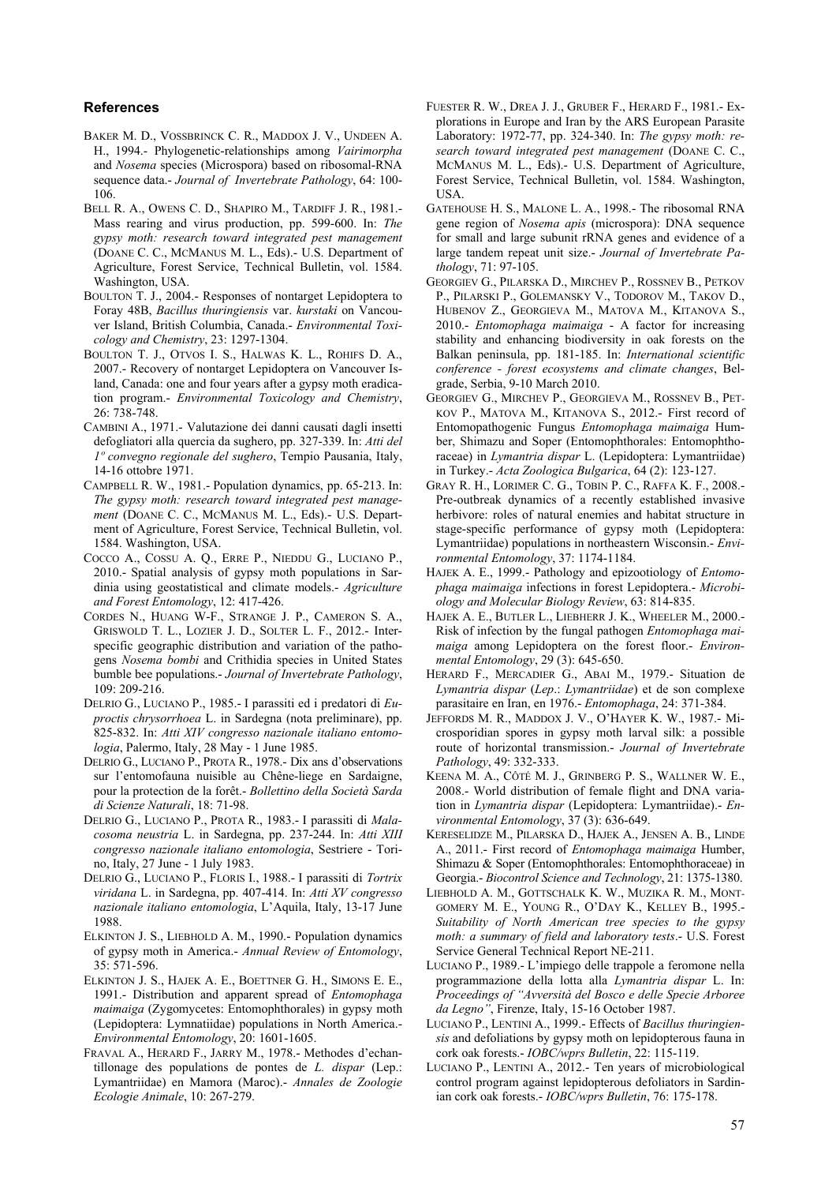## References

BAKER M. D., VOSSBRINCK C. R., MADDOX J. V., UNDEEN A. H., 1994.- Phylogenetic-relationships among *Vairimorpha* and *Nosema* species (Microspora) based on ribosomal-RNA sequence data.- *Journal of Invertebrate Pathology*, 64: 100-106.

BELL R. A., OWENS C. D., SHAPIRO M., TARDIFF J. R., 1981.- Mass rearing and virus production, pp. 599-600. In: *The gypsy moth: research toward integrated pest management* (DOANE C. C., MCMANUS M. L., Eds).- U.S. Department of Agriculture, Forest Service, Technical Bulletin, vol. 1584. Washington, USA.

BOULTON T. J., 2004.- Responses of nontarget Lepidoptera to Foray 48B, *Bacillus thuringiensis* var. *kurstaki* on Vancouver Island, British Columbia, Canada.- *Environmental Toxicology and Chemistry*, 23: 1297-1304.

BOULTON T. J., OTVOS I. S., HALWAS K. L., ROHIFS D. A., 2007.- Recovery of nontarget Lepidoptera on Vancouver Island, Canada: one and four years after a gypsy moth eradication program.- *Environmental Toxicology and Chemistry*, 26: 738-748.

CAMBINI A., 1971.- Valutazione dei danni causati dagli insetti defogliatori alla quercia da sughero, pp. 327-339. In: *Atti del 1º convegno regionale del sughero*, Tempio Pausania, Italy, 14-16 ottobre 1971.

CAMPBELL R. W., 1981.- Population dynamics, pp. 65-213. In: *The gypsy moth: research toward integrated pest management* (DOANE C. C., MCMANUS M. L., Eds).- U.S. Department of Agriculture, Forest Service, Technical Bulletin, vol. 1584. Washington, USA.

COCCO A., COSSU A. Q., ERRE P., NIEDDU G., LUCIANO P., 2010.- Spatial analysis of gypsy moth populations in Sardinia using geostatistical and climate models.- *Agriculture and Forest Entomology*, 12: 417-426.

CORDES N., HUANG W-F., STRANGE J. P., CAMERON S. A., GRISWOLD T. L., LOZIER J. D., SOLTER L. F., 2012.- Interspecific geographic distribution and variation of the pathogens *Nosema bombi* and Crithidia species in United States bumble bee populations.- *Journal of Invertebrate Pathology*, 109: 209-216.

DELRIO G., LUCIANO P., 1985.- I parassiti ed i predatori di *Euproctis chrysorrhoea* L. in Sardegna (nota preliminare), pp. 825-832. In: *Atti XIV congresso nazionale italiano entomologia*, Palermo, Italy, 28 May - 1 June 1985.

DELRIO G., LUCIANO P., PROTA R., 1978.- Dix ans d'observations sur l'entomofauna nuisible au Chêne-liege en Sardaigne, pour la protection de la forêt.- *Bollettino della Società Sarda di Scienze Naturali*, 18: 71-98.

DELRIO G., LUCIANO P., PROTA R., 1983.- I parassiti di *Malacosoma neustria* L. in Sardegna, pp. 237-244. In: *Atti XIII congresso nazionale italiano entomologia*, Sestriere - Torino, Italy, 27 June - 1 July 1983.

DELRIO G., LUCIANO P., FLORIS I., 1988.- I parassiti di *Tortrix viridana* L. in Sardegna, pp. 407-414. In: *Atti XV congresso nazionale italiano entomologia*, L'Aquila, Italy, 13-17 June 1988.

ELKINTON J. S., LIEBHOLD A. M., 1990.- Population dynamics of gypsy moth in America.- *Annual Review of Entomology*, 35: 571-596.

ELKINTON J. S., HAJEK A. E., BOETTNER G. H., SIMONS E. E., 1991.- Distribution and apparent spread of *Entomophaga maimaiga* (Zygomycetes: Entomophthorales) in gypsy moth (Lepidoptera: Lymnatiidae) populations in North America.- *Environmental Entomology*, 20: 1601-1605.

FRAVAL A., HERARD F., JARRY M., 1978.- Methodes d'echantillonage des populations de pontes de *L. dispar* (Lep.: Lymantriidae) en Mamora (Maroc).- *Annales de Zoologie Ecologie Animale*, 10: 267-279.

FUESTER R. W., DREA J. J., GRUBER F., HERARD F., 1981.- Explorations in Europe and Iran by the ARS European Parasite Laboratory: 1972-77, pp. 324-340. In: *The gypsy moth: research toward integrated pest management* (DOANE C. C., MCMANUS M. L., Eds).- U.S. Department of Agriculture, Forest Service, Technical Bulletin, vol. 1584. Washington, USA.

GATEHOUSE H. S., MALONE L. A., 1998.- The ribosomal RNA gene region of *Nosema apis* (microspora): DNA sequence for small and large subunit rRNA genes and evidence of a large tandem repeat unit size.- *Journal of Invertebrate Pathology*, 71: 97-105.

GEORGIEV G., PILARSKA D., MIRCHEV P., ROSSNEV B., PETKOV P., PILARSKI P., GOLEMANSKY V., TODOROV M., TAKOV D., HUBENOV Z., GEORGIEVA M., MATOVA M., KITANOVA S., 2010.- *Entomophaga maimaiga* - A factor for increasing stability and enhancing biodiversity in oak forests on the Balkan peninsula, pp. 181-185. In: *International scientific conference - forest ecosystems and climate changes*, Belgrade, Serbia, 9-10 March 2010.

GEORGIEV G., MIRCHEV P., GEORGIEVA M., ROSSNEV B., PETKOV P., MATOVA M., KITANOVA S., 2012.- First record of Entomopathogenic Fungus *Entomophaga maimaiga* Humber, Shimazu and Soper (Entomophthorales: Entomophthoraceae) in *Lymantria dispar* L. (Lepidoptera: Lymantriidae) in Turkey.- *Acta Zoologica Bulgarica*, 64 (2): 123-127.

GRAY R. H., LORIMER C. G., TOBIN P. C., RAFFA K. F., 2008.- Pre-outbreak dynamics of a recently established invasive herbivore: roles of natural enemies and habitat structure in stage-specific performance of gypsy moth (Lepidoptera: Lymantriidae) populations in northeastern Wisconsin.- *Environmental Entomology*, 37: 1174-1184.

HAJEK A. E., 1999.- Pathology and epizootiology of *Entomophaga maimaiga* infections in forest Lepidoptera.- *Microbiology and Molecular Biology Review*, 63: 814-835.

HAJEK A. E., BUTLER L., LIEBHERR J. K., WHEELER M., 2000.- Risk of infection by the fungal pathogen *Entomophaga maimaiga* among Lepidoptera on the forest floor.- *Environmental Entomology*, 29 (3): 645-650.

HERARD F., MERCADIER G., ABAI M., 1979.- Situation de *Lymantria dispar* (*Lep.*: *Lymantriidae*) et de son complexe parasitaire en Iran, en 1976.- *Entomophaga*, 24: 371-384.

JEFFORDS M. R., MADDOX J. V., O'HAYER K. W., 1987.- Microsporidian spores in gypsy moth larval silk: a possible route of horizontal transmission.- *Journal of Invertebrate Pathology*, 49: 332-333.

KEENA M. A., CÔTÉ M. J., GRINBERG P. S., WALLNER W. E., 2008.- World distribution of female flight and DNA variation in *Lymantria dispar* (Lepidoptera: Lymantriidae).- *Environmental Entomology*, 37 (3): 636-649.

KERESELIDZE M., PILARSKA D., HAJEK A., JENSEN A. B., LINDE A., 2011.- First record of *Entomophaga maimaiga* Humber, Shimazu & Soper (Entomophthorales: Entomophthoraceae) in Georgia.- *Biocontrol Science and Technology*, 21: 1375-1380.

LIEBHOLD A. M., GOTTSCHALK K. W., MUZIKA R. M., MONTGOMERY M. E., YOUNG R., O'DAY K., KELLEY B., 1995.- *Suitability of North American tree species to the gypsy moth: a summary of field and laboratory tests*.- U.S. Forest Service General Technical Report NE-211.

LUCIANO P., 1989.- L'impiego delle trappole a feromone nella programmazione della lotta alla *Lymantria dispar* L. In: *Proceedings of "Avversità del Bosco e delle Specie Arboree da Legno"*, Firenze, Italy, 15-16 October 1987.

LUCIANO P., LENTINI A., 1999.- Effects of *Bacillus thuringiensis* and defoliations by gypsy moth on lepidopterous fauna in cork oak forests.- *IOBC/wprs Bulletin*, 22: 115-119.

LUCIANO P., LENTINI A., 2012.- Ten years of microbiological control program against lepidopterous defoliators in Sardinian cork oak forests.- *IOBC/wprs Bulletin*, 76: 175-178.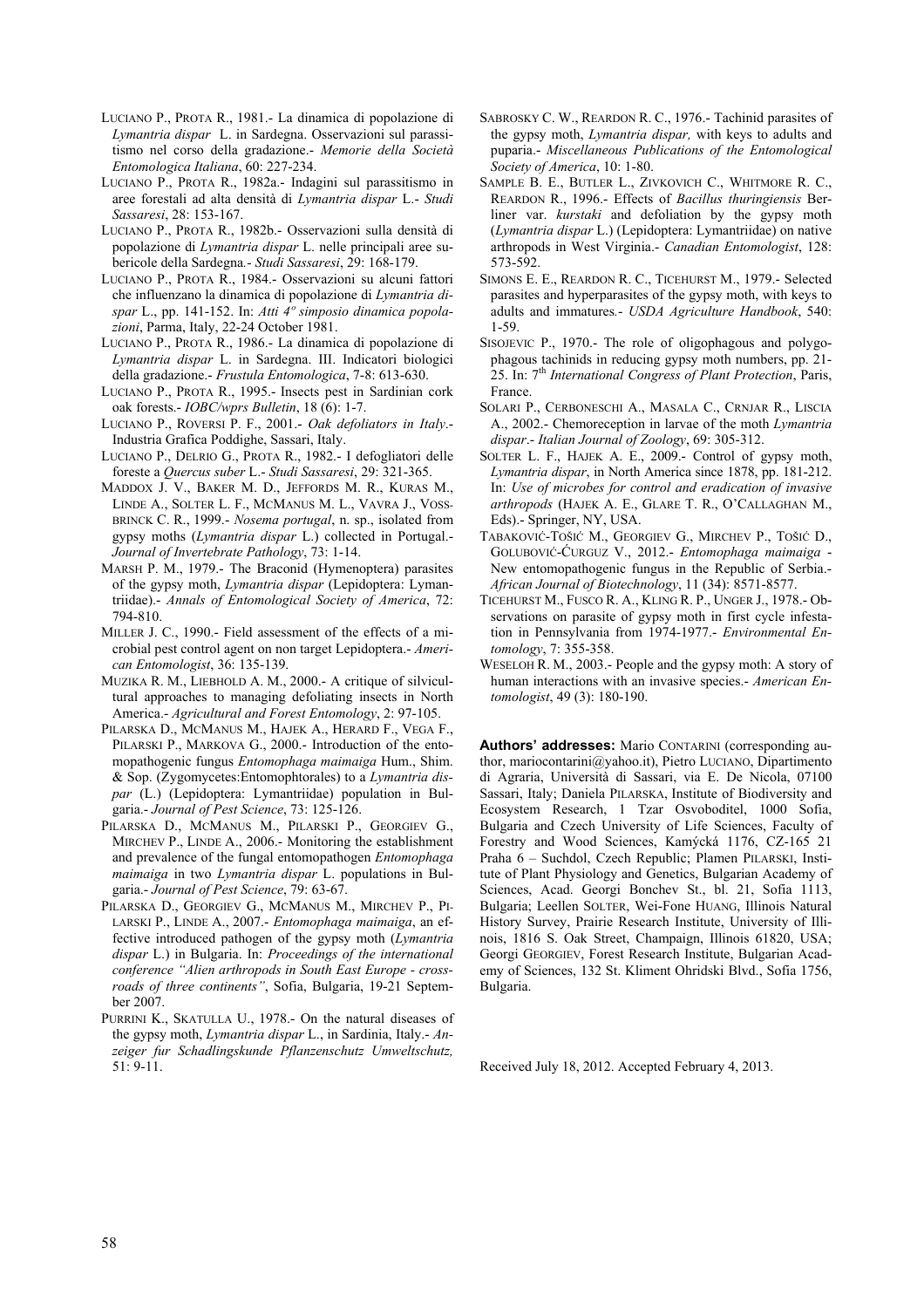LUCIANO P., PROTA R., 1981.- La dinamica di popolazione di *Lymantria dispar* L. in Sardegna. Osservazioni sul parassitismo nel corso della gradazione.- *Memorie della Società Entomologica Italiana*, 60: 227-234.

LUCIANO P., PROTA R., 1982a.- Indagini sul parassitismo in aree forestali ad alta densità di *Lymantria dispar* L.- *Studi Sassaresi*, 28: 153-167.

LUCIANO P., PROTA R., 1982b.- Osservazioni sulla densità di popolazione di *Lymantria dispar* L. nelle principali aree sughericole della Sardegna.- *Studi Sassaresi*, 29: 168-179.

LUCIANO P., PROTA R., 1984.- Osservazioni su alcuni fattori che influenzano la dinamica di popolazione di *Lymantria dispar* L., pp. 141-152. In: *Atti 4º simposio dinamica popolazioni*, Parma, Italy, 22-24 October 1981.

LUCIANO P., PROTA R., 1986.- La dinamica di popolazione di *Lymantria dispar* L. in Sardegna. III. Indicatori biologici della gradazione.- *Frustula Entomologica*, 7-8: 613-630.

LUCIANO P., PROTA R., 1995.- Insects pest in Sardinian cork oak forests.- *IOBC/wprs Bulletin*, 18 (6): 1-7.

LUCIANO P., ROVERSI P. F., 2001.- *Oak defoliators in Italy*.- Industria Grafica Poddighe, Sassari, Italy.

LUCIANO P., DELRIO G., PROTA R., 1982.- I defogliatori delle foreste a *Quercus suber* L.- *Studi Sassaresi*, 29: 321-365.

MADDOX J. V., BAKER M. D., JEFFORDS M. R., KURAS M., LINDE A., SOLTER L. F., MCMANUS M. L., VAVRA J., VOSSBRINCK C. R., 1999.- *Nosema portugal*, n. sp., isolated from gypsy moths (*Lymantria dispar* L.) collected in Portugal.- *Journal of Invertebrate Pathology*, 73: 1-14.

MARSH P. M., 1979.- The Braconid (Hymenoptera) parasites of the gypsy moth, *Lymantria dispar* (Lepidoptera: Lymantriidae).- *Annals of Entomological Society of America*, 72: 794-810.

MILLER J. C., 1990.- Field assessment of the effects of a microbial pest control agent on non target Lepidoptera.- *American Entomologist*, 36: 135-139.

MUZIKA R. M., LIEBHOLD A. M., 2000.- A critique of silvicultural approaches to managing defoliating insects in North America.- *Agricultural and Forest Entomology*, 2: 97-105.

PILARSKA D., MCMANUS M., HAJEK A., HERARD F., VEGA F., PILARSKI P., MARKOVA G., 2000.- Introduction of the entomopathogenic fungus *Entomophaga maimaiga* Hum., Shim. & Sop. (Zygomycetes:Entomophtorales) to a *Lymantria dispar* (L.) (Lepidoptera: Lymantriidae) population in Bulgaria.- *Journal of Pest Science*, 73: 125-126.

PILARSKA D., MCMANUS M., PILARSKI P., GEORGIEV G., MIRCHEV P., LINDE A., 2006.- Monitoring the establishment and prevalence of the fungal entomopathogen *Entomophaga maimaiga* in two *Lymantria dispar* L. populations in Bulgaria.- *Journal of Pest Science*, 79: 63-67.

PILARSKA D., GEORGIEV G., MCMANUS M., MIRCHEV P., PILARSKI P., LINDE A., 2007.- *Entomophaga maimaiga*, an effective introduced pathogen of the gypsy moth (*Lymantria dispar* L.) in Bulgaria. In: *Proceedings of the international conference "Alien arthropods in South East Europe - crossroads of three continents"*, Sofia, Bulgaria, 19-21 September 2007.

PURRINI K., SKATULLA U., 1978.- On the natural diseases of the gypsy moth, *Lymantria dispar* L., in Sardinia, Italy.- *Anzeiger fur Schadlingskunde Pflanzenschutz Umweltschutz,* 51: 9-11.

SABROSKY C. W., REARDON R. C., 1976.- Tachinid parasites of the gypsy moth, *Lymantria dispar,* with keys to adults and puparia.- *Miscellaneous Publications of the Entomological Society of America*, 10: 1-80.

SAMPLE B. E., BUTLER L., ZIVKOVICH C., WHITMORE R. C., REARDON R., 1996.- Effects of *Bacillus thuringiensis* Berliner var. *kurstaki* and defoliation by the gypsy moth (*Lymantria dispar* L.) (Lepidoptera: Lymantriidae) on native arthropods in West Virginia.- *Canadian Entomologist*, 128: 573-592.

SIMONS E. E., REARDON R. C., TICEHURST M., 1979.- Selected parasites and hyperparasites of the gypsy moth, with keys to adults and immatures.- *USDA Agriculture Handbook*, 540: 1-59.

SISOJEVIC P., 1970.- The role of oligophagous and polygophagous tachinids in reducing gypsy moth numbers, pp. 21-25. In: 7th *International Congress of Plant Protection*, Paris, France.

SOLARI P., CERBONESCHI A., MASALA C., CRNJAR R., LISCIA A., 2002.- Chemoreception in larvae of the moth *Lymantria dispar*.- *Italian Journal of Zoology*, 69: 305-312.

SOLTER L. F., HAJEK A. E., 2009.- Control of gypsy moth, *Lymantria dispar*, in North America since 1878, pp. 181-212. In: *Use of microbes for control and eradication of invasive arthropods* (HAJEK A. E., GLARE T. R., O'CALLAGHAN M., Eds).- Springer, NY, USA.

TABAKOVIĆ-TOŠIĆ M., GEORGIEV G., MIRCHEV P., TOŠIĆ D., GOLUBOVIĆ-ĆURGUZ V., 2012.- *Entomophaga maimaiga* - New entomopathogenic fungus in the Republic of Serbia.- *African Journal of Biotechnology*, 11 (34): 8571-8577.

TICEHURST M., FUSCO R. A., KLING R. P., UNGER J., 1978.- Observations on parasite of gypsy moth in first cycle infestation in Pennsylvania from 1974-1977.- *Environmental Entomology*, 7: 355-358.

WESELOH R. M., 2003.- People and the gypsy moth: A story of human interactions with an invasive species.- *American Entomologist*, 49 (3): 180-190.

**Authors' addresses:** Mario CONTARINI (corresponding author, mariocontarini@yahoo.it), Pietro LUCIANO, Dipartimento di Agraria, Università di Sassari, via E. De Nicola, 07100 Sassari, Italy; Daniela PILARSKA, Institute of Biodiversity and Ecosystem Research, 1 Tzar Osvoboditel, 1000 Sofia, Bulgaria and Czech University of Life Sciences, Faculty of Forestry and Wood Sciences, Kamýcká 1176, CZ-165 21 Praha 6 – Suchdol, Czech Republic; Plamen PILARSKI, Institute of Plant Physiology and Genetics, Bulgarian Academy of Sciences, Acad. Georgi Bonchev St., bl. 21, Sofia 1113, Bulgaria; Leellen SOLTER, Wei-Fone HUANG, Illinois Natural History Survey, Prairie Research Institute, University of Illinois, 1816 S. Oak Street, Champaign, Illinois 61820, USA; Georgi GEORGIEV, Forest Research Institute, Bulgarian Academy of Sciences, 132 St. Kliment Ohridski Blvd., Sofia 1756, Bulgaria.

Received July 18, 2012. Accepted February 4, 2013.